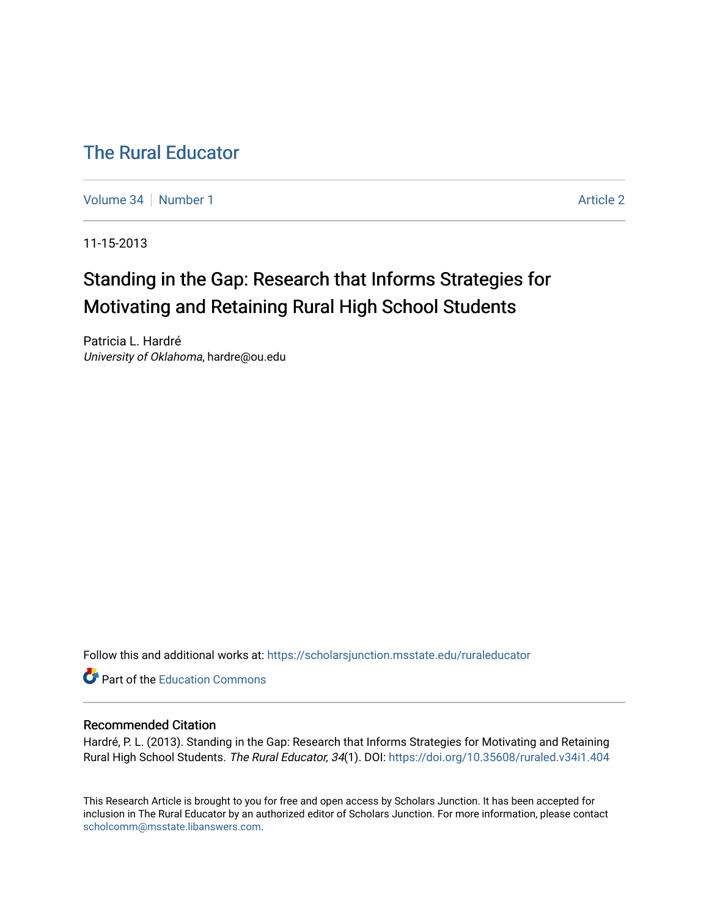# The Rural Educator

Volume 34 | Number 1 | Article 2

11-15-2013

## Standing in the Gap: Research that Informs Strategies for Motivating and Retaining Rural High School Students

Patricia L. Hardré
*University of Oklahoma*, hardre@ou.edu

Follow this and additional works at: https://scholarsjunction.msstate.edu/ruraleducator

Part of the Education Commons

### Recommended Citation

Hardré, P. L. (2013). Standing in the Gap: Research that Informs Strategies for Motivating and Retaining Rural High School Students. *The Rural Educator, 34*(1). DOI: https://doi.org/10.35608/ruraled.v34i1.404

This Research Article is brought to you for free and open access by Scholars Junction. It has been accepted for inclusion in The Rural Educator by an authorized editor of Scholars Junction. For more information, please contact scholcomm@msstate.libanswers.com.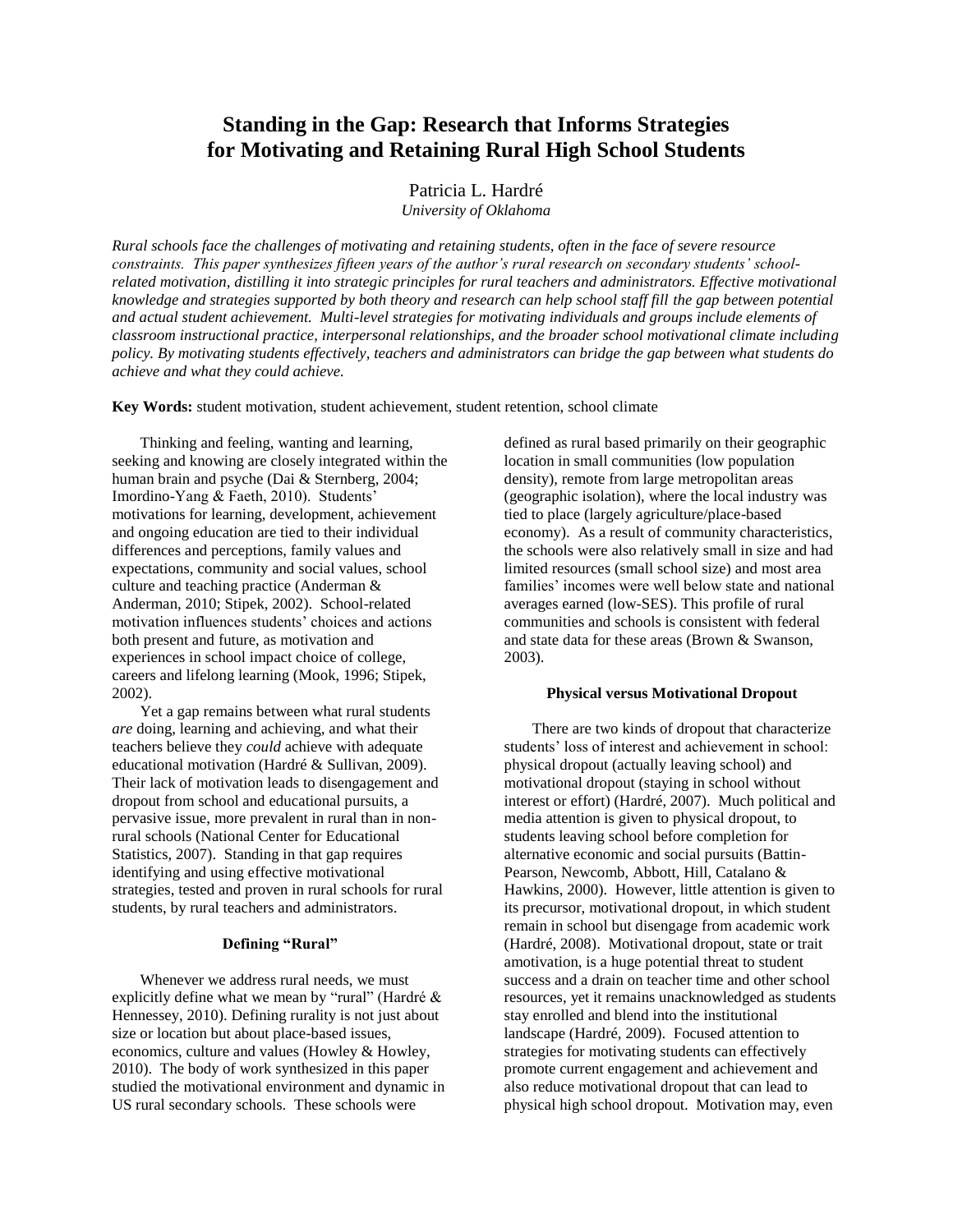# Standing in the Gap: Research that Informs Strategies for Motivating and Retaining Rural High School Students

Patricia L. Hardré
*University of Oklahoma*

*Rural schools face the challenges of motivating and retaining students, often in the face of severe resource constraints. This paper synthesizes fifteen years of the author's rural research on secondary students' school-related motivation, distilling it into strategic principles for rural teachers and administrators. Effective motivational knowledge and strategies supported by both theory and research can help school staff fill the gap between potential and actual student achievement. Multi-level strategies for motivating individuals and groups include elements of classroom instructional practice, interpersonal relationships, and the broader school motivational climate including policy. By motivating students effectively, teachers and administrators can bridge the gap between what students do achieve and what they could achieve.*

**Key Words:** student motivation, student achievement, student retention, school climate

Thinking and feeling, wanting and learning, seeking and knowing are closely integrated within the human brain and psyche (Dai & Sternberg, 2004; Imordino-Yang & Faeth, 2010). Students' motivations for learning, development, achievement and ongoing education are tied to their individual differences and perceptions, family values and expectations, community and social values, school culture and teaching practice (Anderman & Anderman, 2010; Stipek, 2002). School-related motivation influences students' choices and actions both present and future, as motivation and experiences in school impact choice of college, careers and lifelong learning (Mook, 1996; Stipek, 2002).

Yet a gap remains between what rural students *are* doing, learning and achieving, and what their teachers believe they *could* achieve with adequate educational motivation (Hardré & Sullivan, 2009). Their lack of motivation leads to disengagement and dropout from school and educational pursuits, a pervasive issue, more prevalent in rural than in non-rural schools (National Center for Educational Statistics, 2007). Standing in that gap requires identifying and using effective motivational strategies, tested and proven in rural schools for rural students, by rural teachers and administrators.

### Defining "Rural"

Whenever we address rural needs, we must explicitly define what we mean by "rural" (Hardré & Hennessey, 2010). Defining rurality is not just about size or location but about place-based issues, economics, culture and values (Howley & Howley, 2010). The body of work synthesized in this paper studied the motivational environment and dynamic in US rural secondary schools. These schools were defined as rural based primarily on their geographic location in small communities (low population density), remote from large metropolitan areas (geographic isolation), where the local industry was tied to place (largely agriculture/place-based economy). As a result of community characteristics, the schools were also relatively small in size and had limited resources (small school size) and most area families' incomes were well below state and national averages earned (low-SES). This profile of rural communities and schools is consistent with federal and state data for these areas (Brown & Swanson, 2003).

### Physical versus Motivational Dropout

There are two kinds of dropout that characterize students' loss of interest and achievement in school: physical dropout (actually leaving school) and motivational dropout (staying in school without interest or effort) (Hardré, 2007). Much political and media attention is given to physical dropout, to students leaving school before completion for alternative economic and social pursuits (Battin-Pearson, Newcomb, Abbott, Hill, Catalano & Hawkins, 2000). However, little attention is given to its precursor, motivational dropout, in which student remain in school but disengage from academic work (Hardré, 2008). Motivational dropout, state or trait amotivation, is a huge potential threat to student success and a drain on teacher time and other school resources, yet it remains unacknowledged as students stay enrolled and blend into the institutional landscape (Hardré, 2009). Focused attention to strategies for motivating students can effectively promote current engagement and achievement and also reduce motivational dropout that can lead to physical high school dropout. Motivation may, even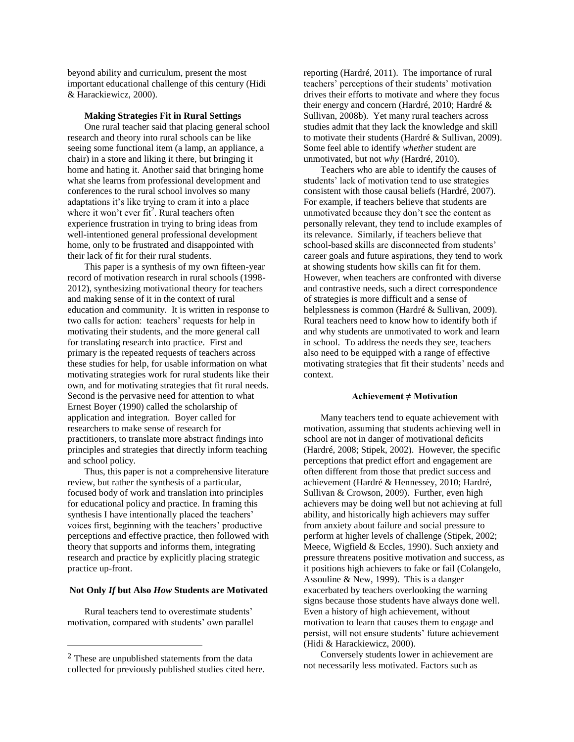beyond ability and curriculum, present the most important educational challenge of this century (Hidi & Harackiewicz, 2000).

### Making Strategies Fit in Rural Settings

One rural teacher said that placing general school research and theory into rural schools can be like seeing some functional item (a lamp, an appliance, a chair) in a store and liking it there, but bringing it home and hating it. Another said that bringing home what she learns from professional development and conferences to the rural school involves so many adaptations it's like trying to cram it into a place where it won't ever fit[2]. Rural teachers often experience frustration in trying to bring ideas from well-intentioned general professional development home, only to be frustrated and disappointed with their lack of fit for their rural students.

This paper is a synthesis of my own fifteen-year record of motivation research in rural schools (1998-2012), synthesizing motivational theory for teachers and making sense of it in the context of rural education and community. It is written in response to two calls for action: teachers' requests for help in motivating their students, and the more general call for translating research into practice. First and primary is the repeated requests of teachers across these studies for help, for usable information on what motivating strategies work for rural students like their own, and for motivating strategies that fit rural needs. Second is the pervasive need for attention to what Ernest Boyer (1990) called the scholarship of application and integration. Boyer called for researchers to make sense of research for practitioners, to translate more abstract findings into principles and strategies that directly inform teaching and school policy.

Thus, this paper is not a comprehensive literature review, but rather the synthesis of a particular, focused body of work and translation into principles for educational policy and practice. In framing this synthesis I have intentionally placed the teachers' voices first, beginning with the teachers' productive perceptions and effective practice, then followed with theory that supports and informs them, integrating research and practice by explicitly placing strategic practice up-front.

### Not Only *If* but Also *How* Students are Motivated

Rural teachers tend to overestimate students' motivation, compared with students' own parallel reporting (Hardré, 2011). The importance of rural teachers' perceptions of their students' motivation drives their efforts to motivate and where they focus their energy and concern (Hardré, 2010; Hardré & Sullivan, 2008b). Yet many rural teachers across studies admit that they lack the knowledge and skill to motivate their students (Hardré & Sullivan, 2009). Some feel able to identify *whether* student are unmotivated, but not *why* (Hardré, 2010).

Teachers who are able to identify the causes of students' lack of motivation tend to use strategies consistent with those causal beliefs (Hardré, 2007). For example, if teachers believe that students are unmotivated because they don't see the content as personally relevant, they tend to include examples of its relevance. Similarly, if teachers believe that school-based skills are disconnected from students' career goals and future aspirations, they tend to work at showing students how skills can fit for them. However, when teachers are confronted with diverse and contrastive needs, such a direct correspondence of strategies is more difficult and a sense of helplessness is common (Hardré & Sullivan, 2009). Rural teachers need to know how to identify both if and why students are unmotivated to work and learn in school. To address the needs they see, teachers also need to be equipped with a range of effective motivating strategies that fit their students' needs and context.

### Achievement ≠ Motivation

Many teachers tend to equate achievement with motivation, assuming that students achieving well in school are not in danger of motivational deficits (Hardré, 2008; Stipek, 2002). However, the specific perceptions that predict effort and engagement are often different from those that predict success and achievement (Hardré & Hennessey, 2010; Hardré, Sullivan & Crowson, 2009). Further, even high achievers may be doing well but not achieving at full ability, and historically high achievers may suffer from anxiety about failure and social pressure to perform at higher levels of challenge (Stipek, 2002; Meece, Wigfield & Eccles, 1990). Such anxiety and pressure threatens positive motivation and success, as it positions high achievers to fake or fail (Colangelo, Assouline & New, 1999). This is a danger exacerbated by teachers overlooking the warning signs because those students have always done well. Even a history of high achievement, without motivation to learn that causes them to engage and persist, will not ensure students' future achievement (Hidi & Harackiewicz, 2000).

Conversely students lower in achievement are not necessarily less motivated. Factors such as

[2] These are unpublished statements from the data collected for previously published studies cited here.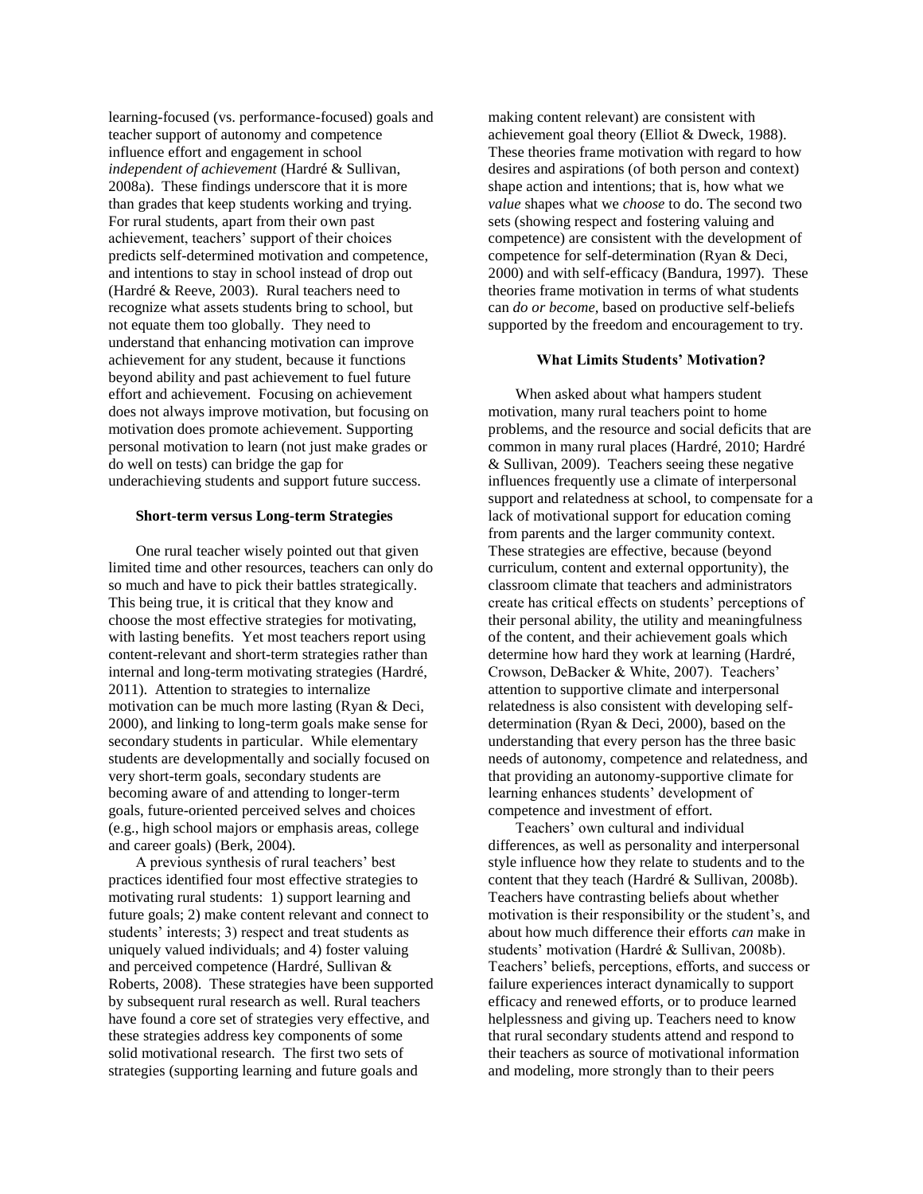learning-focused (vs. performance-focused) goals and teacher support of autonomy and competence influence effort and engagement in school *independent of achievement* (Hardré & Sullivan, 2008a). These findings underscore that it is more than grades that keep students working and trying. For rural students, apart from their own past achievement, teachers' support of their choices predicts self-determined motivation and competence, and intentions to stay in school instead of drop out (Hardré & Reeve, 2003). Rural teachers need to recognize what assets students bring to school, but not equate them too globally. They need to understand that enhancing motivation can improve achievement for any student, because it functions beyond ability and past achievement to fuel future effort and achievement. Focusing on achievement does not always improve motivation, but focusing on motivation does promote achievement. Supporting personal motivation to learn (not just make grades or do well on tests) can bridge the gap for underachieving students and support future success.

### Short-term versus Long-term Strategies

One rural teacher wisely pointed out that given limited time and other resources, teachers can only do so much and have to pick their battles strategically. This being true, it is critical that they know and choose the most effective strategies for motivating, with lasting benefits. Yet most teachers report using content-relevant and short-term strategies rather than internal and long-term motivating strategies (Hardré, 2011). Attention to strategies to internalize motivation can be much more lasting (Ryan & Deci, 2000), and linking to long-term goals make sense for secondary students in particular. While elementary students are developmentally and socially focused on very short-term goals, secondary students are becoming aware of and attending to longer-term goals, future-oriented perceived selves and choices (e.g., high school majors or emphasis areas, college and career goals) (Berk, 2004).

A previous synthesis of rural teachers' best practices identified four most effective strategies to motivating rural students: 1) support learning and future goals; 2) make content relevant and connect to students' interests; 3) respect and treat students as uniquely valued individuals; and 4) foster valuing and perceived competence (Hardré, Sullivan & Roberts, 2008). These strategies have been supported by subsequent rural research as well. Rural teachers have found a core set of strategies very effective, and these strategies address key components of some solid motivational research. The first two sets of strategies (supporting learning and future goals and making content relevant) are consistent with achievement goal theory (Elliot & Dweck, 1988). These theories frame motivation with regard to how desires and aspirations (of both person and context) shape action and intentions; that is, how what we *value* shapes what we *choose* to do. The second two sets (showing respect and fostering valuing and competence) are consistent with the development of competence for self-determination (Ryan & Deci, 2000) and with self-efficacy (Bandura, 1997). These theories frame motivation in terms of what students can *do or become*, based on productive self-beliefs supported by the freedom and encouragement to try.

### What Limits Students' Motivation?

When asked about what hampers student motivation, many rural teachers point to home problems, and the resource and social deficits that are common in many rural places (Hardré, 2010; Hardré & Sullivan, 2009). Teachers seeing these negative influences frequently use a climate of interpersonal support and relatedness at school, to compensate for a lack of motivational support for education coming from parents and the larger community context. These strategies are effective, because (beyond curriculum, content and external opportunity), the classroom climate that teachers and administrators create has critical effects on students' perceptions of their personal ability, the utility and meaningfulness of the content, and their achievement goals which determine how hard they work at learning (Hardré, Crowson, DeBacker & White, 2007). Teachers' attention to supportive climate and interpersonal relatedness is also consistent with developing self-determination (Ryan & Deci, 2000), based on the understanding that every person has the three basic needs of autonomy, competence and relatedness, and that providing an autonomy-supportive climate for learning enhances students' development of competence and investment of effort.

Teachers' own cultural and individual differences, as well as personality and interpersonal style influence how they relate to students and to the content that they teach (Hardré & Sullivan, 2008b). Teachers have contrasting beliefs about whether motivation is their responsibility or the student's, and about how much difference their efforts *can* make in students' motivation (Hardré & Sullivan, 2008b). Teachers' beliefs, perceptions, efforts, and success or failure experiences interact dynamically to support efficacy and renewed efforts, or to produce learned helplessness and giving up. Teachers need to know that rural secondary students attend and respond to their teachers as source of motivational information and modeling, more strongly than to their peers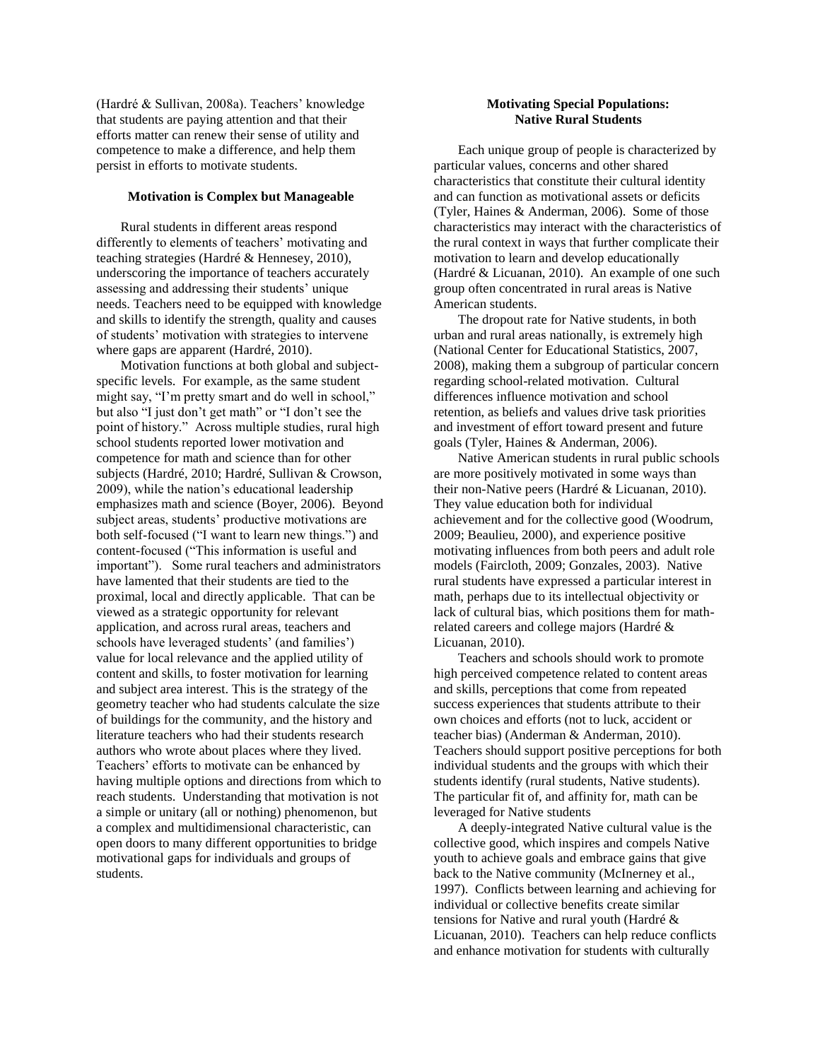(Hardré & Sullivan, 2008a). Teachers' knowledge that students are paying attention and that their efforts matter can renew their sense of utility and competence to make a difference, and help them persist in efforts to motivate students.

### Motivation is Complex but Manageable

Rural students in different areas respond differently to elements of teachers' motivating and teaching strategies (Hardré & Hennesey, 2010), underscoring the importance of teachers accurately assessing and addressing their students' unique needs. Teachers need to be equipped with knowledge and skills to identify the strength, quality and causes of students' motivation with strategies to intervene where gaps are apparent (Hardré, 2010).

Motivation functions at both global and subject-specific levels. For example, as the same student might say, "I'm pretty smart and do well in school," but also "I just don't get math" or "I don't see the point of history." Across multiple studies, rural high school students reported lower motivation and competence for math and science than for other subjects (Hardré, 2010; Hardré, Sullivan & Crowson, 2009), while the nation's educational leadership emphasizes math and science (Boyer, 2006). Beyond subject areas, students' productive motivations are both self-focused ("I want to learn new things.") and content-focused ("This information is useful and important"). Some rural teachers and administrators have lamented that their students are tied to the proximal, local and directly applicable. That can be viewed as a strategic opportunity for relevant application, and across rural areas, teachers and schools have leveraged students' (and families') value for local relevance and the applied utility of content and skills, to foster motivation for learning and subject area interest. This is the strategy of the geometry teacher who had students calculate the size of buildings for the community, and the history and literature teachers who had their students research authors who wrote about places where they lived. Teachers' efforts to motivate can be enhanced by having multiple options and directions from which to reach students. Understanding that motivation is not a simple or unitary (all or nothing) phenomenon, but a complex and multidimensional characteristic, can open doors to many different opportunities to bridge motivational gaps for individuals and groups of students.

### Motivating Special Populations: Native Rural Students

Each unique group of people is characterized by particular values, concerns and other shared characteristics that constitute their cultural identity and can function as motivational assets or deficits (Tyler, Haines & Anderman, 2006). Some of those characteristics may interact with the characteristics of the rural context in ways that further complicate their motivation to learn and develop educationally (Hardré & Licuanan, 2010). An example of one such group often concentrated in rural areas is Native American students.

The dropout rate for Native students, in both urban and rural areas nationally, is extremely high (National Center for Educational Statistics, 2007, 2008), making them a subgroup of particular concern regarding school-related motivation. Cultural differences influence motivation and school retention, as beliefs and values drive task priorities and investment of effort toward present and future goals (Tyler, Haines & Anderman, 2006).

Native American students in rural public schools are more positively motivated in some ways than their non-Native peers (Hardré & Licuanan, 2010). They value education both for individual achievement and for the collective good (Woodrum, 2009; Beaulieu, 2000), and experience positive motivating influences from both peers and adult role models (Faircloth, 2009; Gonzales, 2003). Native rural students have expressed a particular interest in math, perhaps due to its intellectual objectivity or lack of cultural bias, which positions them for math-related careers and college majors (Hardré & Licuanan, 2010).

Teachers and schools should work to promote high perceived competence related to content areas and skills, perceptions that come from repeated success experiences that students attribute to their own choices and efforts (not to luck, accident or teacher bias) (Anderman & Anderman, 2010). Teachers should support positive perceptions for both individual students and the groups with which their students identify (rural students, Native students). The particular fit of, and affinity for, math can be leveraged for Native students

A deeply-integrated Native cultural value is the collective good, which inspires and compels Native youth to achieve goals and embrace gains that give back to the Native community (McInerney et al., 1997). Conflicts between learning and achieving for individual or collective benefits create similar tensions for Native and rural youth (Hardré & Licuanan, 2010). Teachers can help reduce conflicts and enhance motivation for students with culturally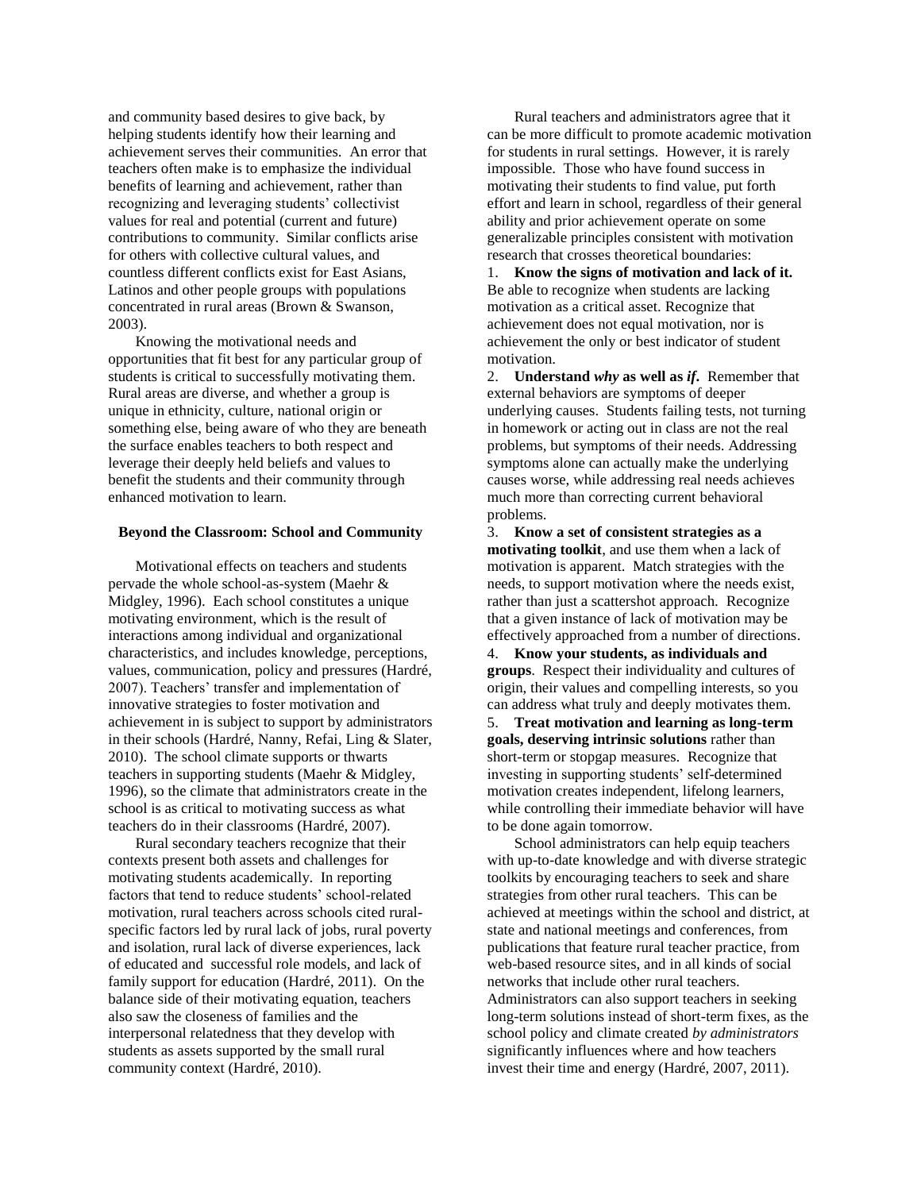and community based desires to give back, by helping students identify how their learning and achievement serves their communities. An error that teachers often make is to emphasize the individual benefits of learning and achievement, rather than recognizing and leveraging students' collectivist values for real and potential (current and future) contributions to community. Similar conflicts arise for others with collective cultural values, and countless different conflicts exist for East Asians, Latinos and other people groups with populations concentrated in rural areas (Brown & Swanson, 2003).

Knowing the motivational needs and opportunities that fit best for any particular group of students is critical to successfully motivating them. Rural areas are diverse, and whether a group is unique in ethnicity, culture, national origin or something else, being aware of who they are beneath the surface enables teachers to both respect and leverage their deeply held beliefs and values to benefit the students and their community through enhanced motivation to learn.

## Beyond the Classroom: School and Community

Motivational effects on teachers and students pervade the whole school-as-system (Maehr & Midgley, 1996). Each school constitutes a unique motivating environment, which is the result of interactions among individual and organizational characteristics, and includes knowledge, perceptions, values, communication, policy and pressures (Hardré, 2007). Teachers' transfer and implementation of innovative strategies to foster motivation and achievement in is subject to support by administrators in their schools (Hardré, Nanny, Refai, Ling & Slater, 2010). The school climate supports or thwarts teachers in supporting students (Maehr & Midgley, 1996), so the climate that administrators create in the school is as critical to motivating success as what teachers do in their classrooms (Hardré, 2007).

Rural secondary teachers recognize that their contexts present both assets and challenges for motivating students academically. In reporting factors that tend to reduce students' school-related motivation, rural teachers across schools cited rural-specific factors led by rural lack of jobs, rural poverty and isolation, rural lack of diverse experiences, lack of educated and successful role models, and lack of family support for education (Hardré, 2011). On the balance side of their motivating equation, teachers also saw the closeness of families and the interpersonal relatedness that they develop with students as assets supported by the small rural community context (Hardré, 2010).

Rural teachers and administrators agree that it can be more difficult to promote academic motivation for students in rural settings. However, it is rarely impossible. Those who have found success in motivating their students to find value, put forth effort and learn in school, regardless of their general ability and prior achievement operate on some generalizable principles consistent with motivation research that crosses theoretical boundaries:

1. **Know the signs of motivation and lack of it.** Be able to recognize when students are lacking motivation as a critical asset. Recognize that achievement does not equal motivation, nor is achievement the only or best indicator of student motivation.
2. **Understand *why* as well as *if*.** Remember that external behaviors are symptoms of deeper underlying causes. Students failing tests, not turning in homework or acting out in class are not the real problems, but symptoms of their needs. Addressing symptoms alone can actually make the underlying causes worse, while addressing real needs achieves much more than correcting current behavioral problems.
3. **Know a set of consistent strategies as a motivating toolkit**, and use them when a lack of motivation is apparent. Match strategies with the needs, to support motivation where the needs exist, rather than just a scattershot approach. Recognize that a given instance of lack of motivation may be effectively approached from a number of directions.
4. **Know your students, as individuals and groups**. Respect their individuality and cultures of origin, their values and compelling interests, so you can address what truly and deeply motivates them.
5. **Treat motivation and learning as long-term goals, deserving intrinsic solutions** rather than short-term or stopgap measures. Recognize that investing in supporting students' self-determined motivation creates independent, lifelong learners, while controlling their immediate behavior will have to be done again tomorrow.

School administrators can help equip teachers with up-to-date knowledge and with diverse strategic toolkits by encouraging teachers to seek and share strategies from other rural teachers. This can be achieved at meetings within the school and district, at state and national meetings and conferences, from publications that feature rural teacher practice, from web-based resource sites, and in all kinds of social networks that include other rural teachers. Administrators can also support teachers in seeking long-term solutions instead of short-term fixes, as the school policy and climate created *by administrators* significantly influences where and how teachers invest their time and energy (Hardré, 2007, 2011).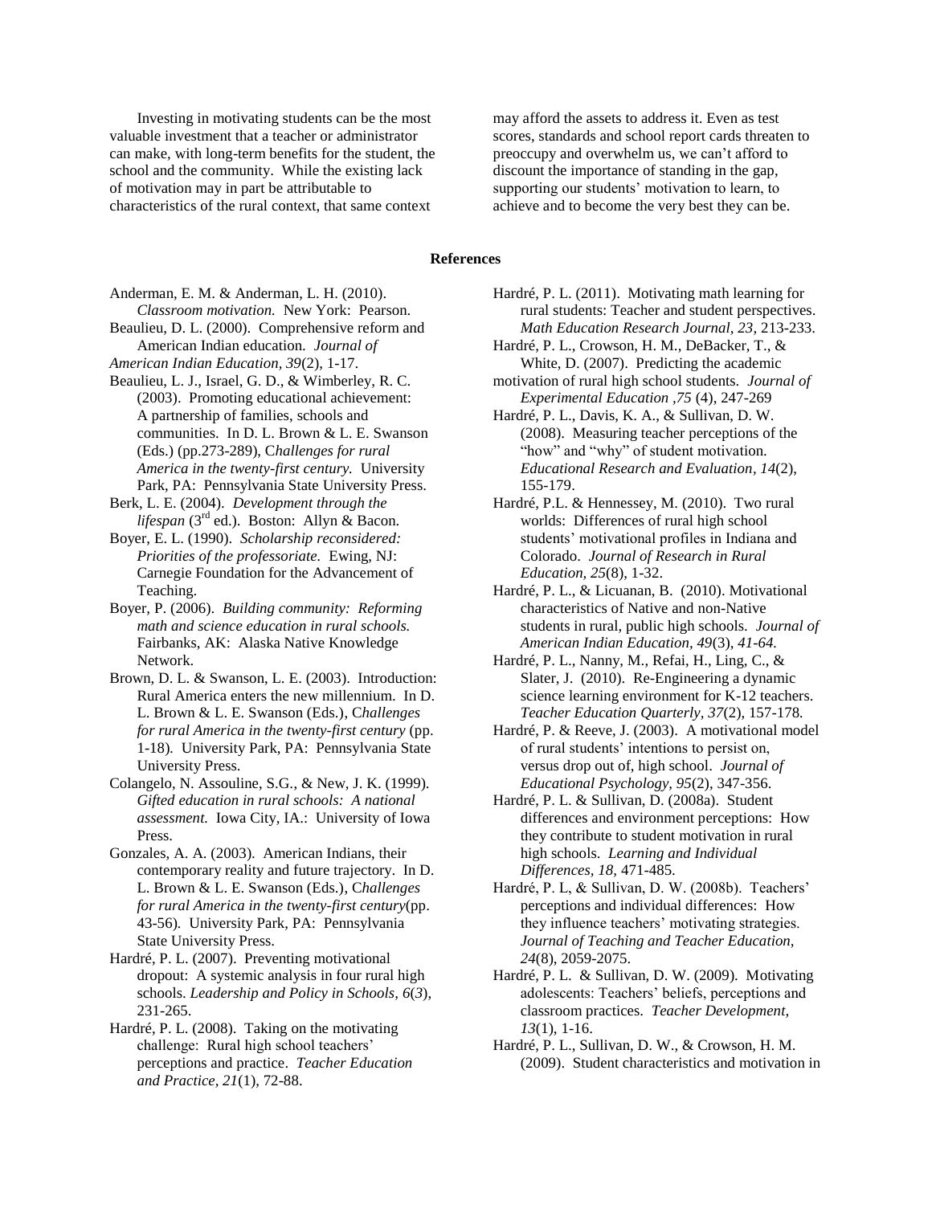Investing in motivating students can be the most valuable investment that a teacher or administrator can make, with long-term benefits for the student, the school and the community. While the existing lack of motivation may in part be attributable to characteristics of the rural context, that same context may afford the assets to address it. Even as test scores, standards and school report cards threaten to preoccupy and overwhelm us, we can't afford to discount the importance of standing in the gap, supporting our students' motivation to learn, to achieve and to become the very best they can be.

## References

Anderman, E. M. & Anderman, L. H. (2010). *Classroom motivation.* New York: Pearson.

Beaulieu, D. L. (2000). Comprehensive reform and American Indian education. *Journal of American Indian Education, 39*(2), 1-17.

Beaulieu, L. J., Israel, G. D., & Wimberley, R. C. (2003). Promoting educational achievement: A partnership of families, schools and communities. In D. L. Brown & L. E. Swanson (Eds.) (pp.273-289), *Challenges for rural America in the twenty-first century.* University Park, PA: Pennsylvania State University Press.

Berk, L. E. (2004). *Development through the lifespan* (3rd ed.). Boston: Allyn & Bacon.

Boyer, E. L. (1990). *Scholarship reconsidered: Priorities of the professoriate.* Ewing, NJ: Carnegie Foundation for the Advancement of Teaching.

Boyer, P. (2006). *Building community: Reforming math and science education in rural schools.* Fairbanks, AK: Alaska Native Knowledge Network.

Brown, D. L. & Swanson, L. E. (2003). Introduction: Rural America enters the new millennium. In D. L. Brown & L. E. Swanson (Eds.), *Challenges for rural America in the twenty-first century* (pp. 1-18)*.* University Park, PA: Pennsylvania State University Press.

Colangelo, N. Assouline, S.G., & New, J. K. (1999). *Gifted education in rural schools: A national assessment.* Iowa City, IA.: University of Iowa Press.

Gonzales, A. A. (2003). American Indians, their contemporary reality and future trajectory. In D. L. Brown & L. E. Swanson (Eds.), *Challenges for rural America in the twenty-first century*(pp. 43-56)*.* University Park, PA: Pennsylvania State University Press.

Hardré, P. L. (2007). Preventing motivational dropout: A systemic analysis in four rural high schools. *Leadership and Policy in Schools, 6*(*3*), 231-265.

Hardré, P. L. (2008). Taking on the motivating challenge: Rural high school teachers' perceptions and practice. *Teacher Education and Practice, 21*(1), 72-88.

Hardré, P. L. (2011). Motivating math learning for rural students: Teacher and student perspectives. *Math Education Research Journal, 23*, 213-233.

Hardré, P. L., Crowson, H. M., DeBacker, T., & White, D. (2007). Predicting the academic motivation of rural high school students. *Journal of Experimental Education ,75* (4), 247-269

Hardré, P. L., Davis, K. A., & Sullivan, D. W. (2008). Measuring teacher perceptions of the "how" and "why" of student motivation. *Educational Research and Evaluation, 14*(2), 155-179.

Hardré, P.L. & Hennessey, M. (2010). Two rural worlds: Differences of rural high school students' motivational profiles in Indiana and Colorado. *Journal of Research in Rural Education, 25*(8), 1-32.

Hardré, P. L., & Licuanan, B. (2010). Motivational characteristics of Native and non-Native students in rural, public high schools. *Journal of American Indian Education, 49*(3), *41-64.*

Hardré, P. L., Nanny, M., Refai, H., Ling, C., & Slater, J. (2010). Re-Engineering a dynamic science learning environment for K-12 teachers. *Teacher Education Quarterly, 37*(2), 157-178*.*

Hardré, P. & Reeve, J. (2003). A motivational model of rural students' intentions to persist on, versus drop out of, high school. *Journal of Educational Psychology, 95*(2), 347-356.

Hardré, P. L. & Sullivan, D. (2008a). Student differences and environment perceptions: How they contribute to student motivation in rural high schools. *Learning and Individual Differences, 18*, 471-485.

Hardré, P. L, & Sullivan, D. W. (2008b). Teachers' perceptions and individual differences: How they influence teachers' motivating strategies. *Journal of Teaching and Teacher Education, 24*(8), 2059-2075.

Hardré, P. L. & Sullivan, D. W. (2009). Motivating adolescents: Teachers' beliefs, perceptions and classroom practices. *Teacher Development, 13*(1), 1-16.

Hardré, P. L., Sullivan, D. W., & Crowson, H. M. (2009). Student characteristics and motivation in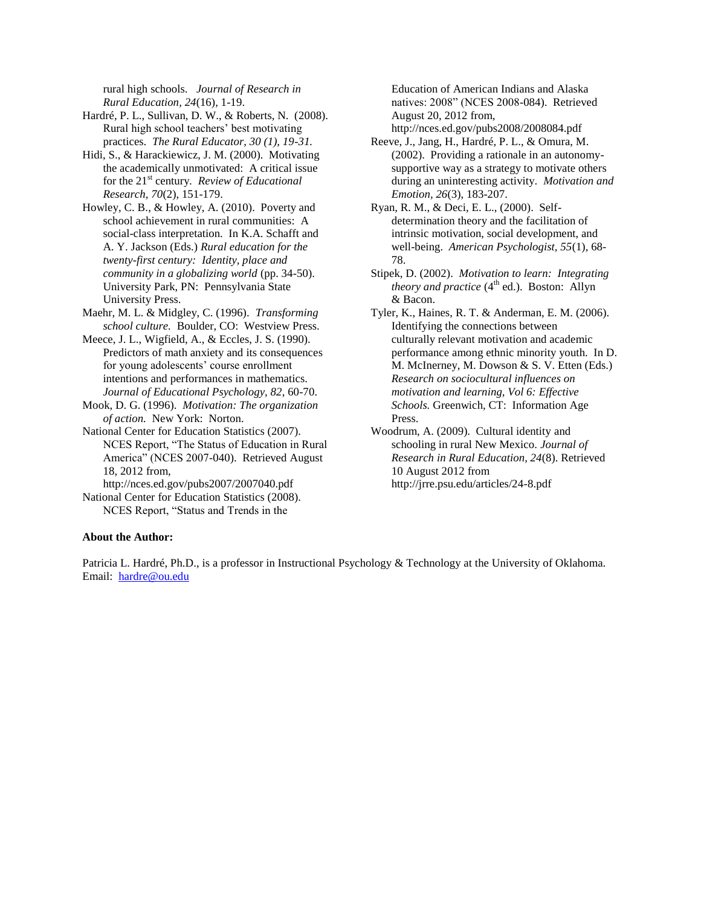rural high schools. *Journal of Research in Rural Education, 24*(16), 1-19.

Hardré, P. L., Sullivan, D. W., & Roberts, N. (2008). Rural high school teachers' best motivating practices. *The Rural Educator, 30 (1), 19-31.*

Hidi, S., & Harackiewicz, J. M. (2000). Motivating the academically unmotivated: A critical issue for the 21st century. *Review of Educational Research, 70*(2), 151-179.

Howley, C. B., & Howley, A. (2010). Poverty and school achievement in rural communities: A social-class interpretation. In K.A. Schafft and A. Y. Jackson (Eds.) *Rural education for the twenty-first century: Identity, place and community in a globalizing world* (pp. 34-50). University Park, PN: Pennsylvania State University Press.

Maehr, M. L. & Midgley, C. (1996). *Transforming school culture.* Boulder, CO: Westview Press.

Meece, J. L., Wigfield, A., & Eccles, J. S. (1990). Predictors of math anxiety and its consequences for young adolescents' course enrollment intentions and performances in mathematics. *Journal of Educational Psychology, 82,* 60-70.

Mook, D. G. (1996). *Motivation: The organization of action.* New York: Norton.

National Center for Education Statistics (2007). NCES Report, "The Status of Education in Rural America" (NCES 2007-040). Retrieved August 18, 2012 from, http://nces.ed.gov/pubs2007/2007040.pdf

National Center for Education Statistics (2008). NCES Report, "Status and Trends in the Education of American Indians and Alaska natives: 2008" (NCES 2008-084). Retrieved August 20, 2012 from, http://nces.ed.gov/pubs2008/2008084.pdf

Reeve, J., Jang, H., Hardré, P. L., & Omura, M. (2002). Providing a rationale in an autonomy-supportive way as a strategy to motivate others during an uninteresting activity. *Motivation and Emotion, 26*(3), 183-207.

Ryan, R. M., & Deci, E. L., (2000). Self-determination theory and the facilitation of intrinsic motivation, social development, and well-being. *American Psychologist, 55*(1), 68-78.

Stipek, D. (2002). *Motivation to learn: Integrating theory and practice* (4th ed.). Boston: Allyn & Bacon.

Tyler, K., Haines, R. T. & Anderman, E. M. (2006). Identifying the connections between culturally relevant motivation and academic performance among ethnic minority youth. In D. M. McInerney, M. Dowson & S. V. Etten (Eds.) *Research on sociocultural influences on motivation and learning, Vol 6: Effective Schools.* Greenwich, CT: Information Age Press.

Woodrum, A. (2009). Cultural identity and schooling in rural New Mexico. *Journal of Research in Rural Education, 24*(8). Retrieved 10 August 2012 from http://jrre.psu.edu/articles/24-8.pdf

**About the Author:**

Patricia L. Hardré, Ph.D., is a professor in Instructional Psychology & Technology at the University of Oklahoma. Email: hardre@ou.edu